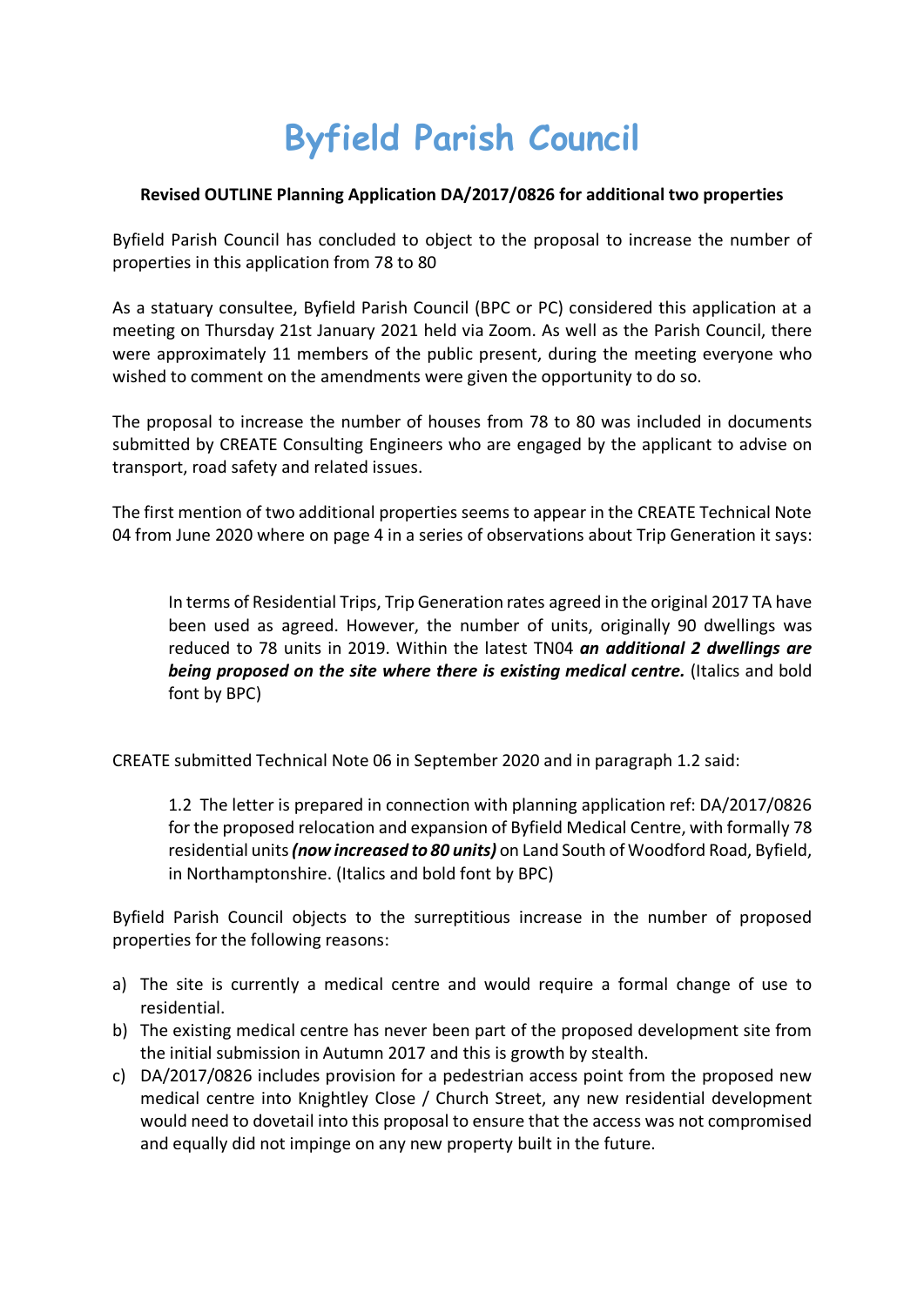# Byfield Parish Council

**Revised OUTLINE Planning Application DA/2017/0826 for additional two properties**

Byfield Parish Council has concluded to object to the proposal to increase the number of properties in this application from 78 to 80

As a statuary consultee, Byfield Parish Council (BPC or PC) considered this application at a meeting on Thursday 21st January 2021 held via Zoom. As well as the Parish Council, there were approximately 11 members of the public present, during the meeting everyone who wished to comment on the amendments were given the opportunity to do so.

The proposal to increase the number of houses from 78 to 80 was included in documents submitted by CREATE Consulting Engineers who are engaged by the applicant to advise on transport, road safety and related issues.

The first mention of two additional properties seems to appear in the CREATE Technical Note 04 from June 2020 where on page 4 in a series of observations about Trip Generation it says:

> In terms of Residential Trips, Trip Generation rates agreed in the original 2017 TA have been used as agreed. However, the number of units, originally 90 dwellings was reduced to 78 units in 2019. Within the latest TN04 ***an additional 2 dwellings are being proposed on the site where there is existing medical centre.*** (Italics and bold font by BPC)

CREATE submitted Technical Note 06 in September 2020 and in paragraph 1.2 said:

> 1.2 The letter is prepared in connection with planning application ref: DA/2017/0826 for the proposed relocation and expansion of Byfield Medical Centre, with formally 78 residential units ***(now increased to 80 units)*** on Land South of Woodford Road, Byfield, in Northamptonshire. (Italics and bold font by BPC)

Byfield Parish Council objects to the surreptitious increase in the number of proposed properties for the following reasons:

a) The site is currently a medical centre and would require a formal change of use to residential.
b) The existing medical centre has never been part of the proposed development site from the initial submission in Autumn 2017 and this is growth by stealth.
c) DA/2017/0826 includes provision for a pedestrian access point from the proposed new medical centre into Knightley Close / Church Street, any new residential development would need to dovetail into this proposal to ensure that the access was not compromised and equally did not impinge on any new property built in the future.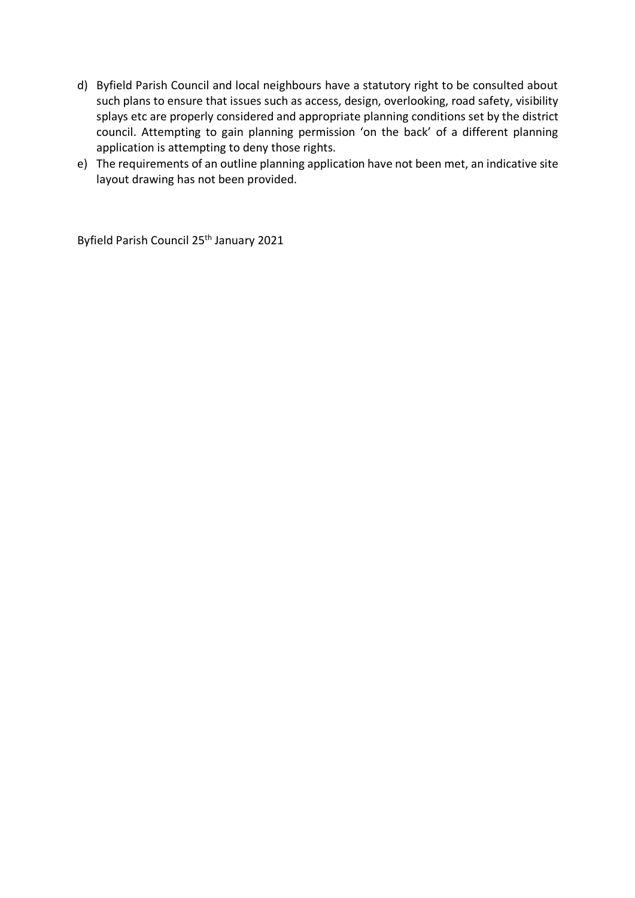d) Byfield Parish Council and local neighbours have a statutory right to be consulted about such plans to ensure that issues such as access, design, overlooking, road safety, visibility splays etc are properly considered and appropriate planning conditions set by the district council. Attempting to gain planning permission 'on the back' of a different planning application is attempting to deny those rights.

e) The requirements of an outline planning application have not been met, an indicative site layout drawing has not been provided.

Byfield Parish Council 25th January 2021